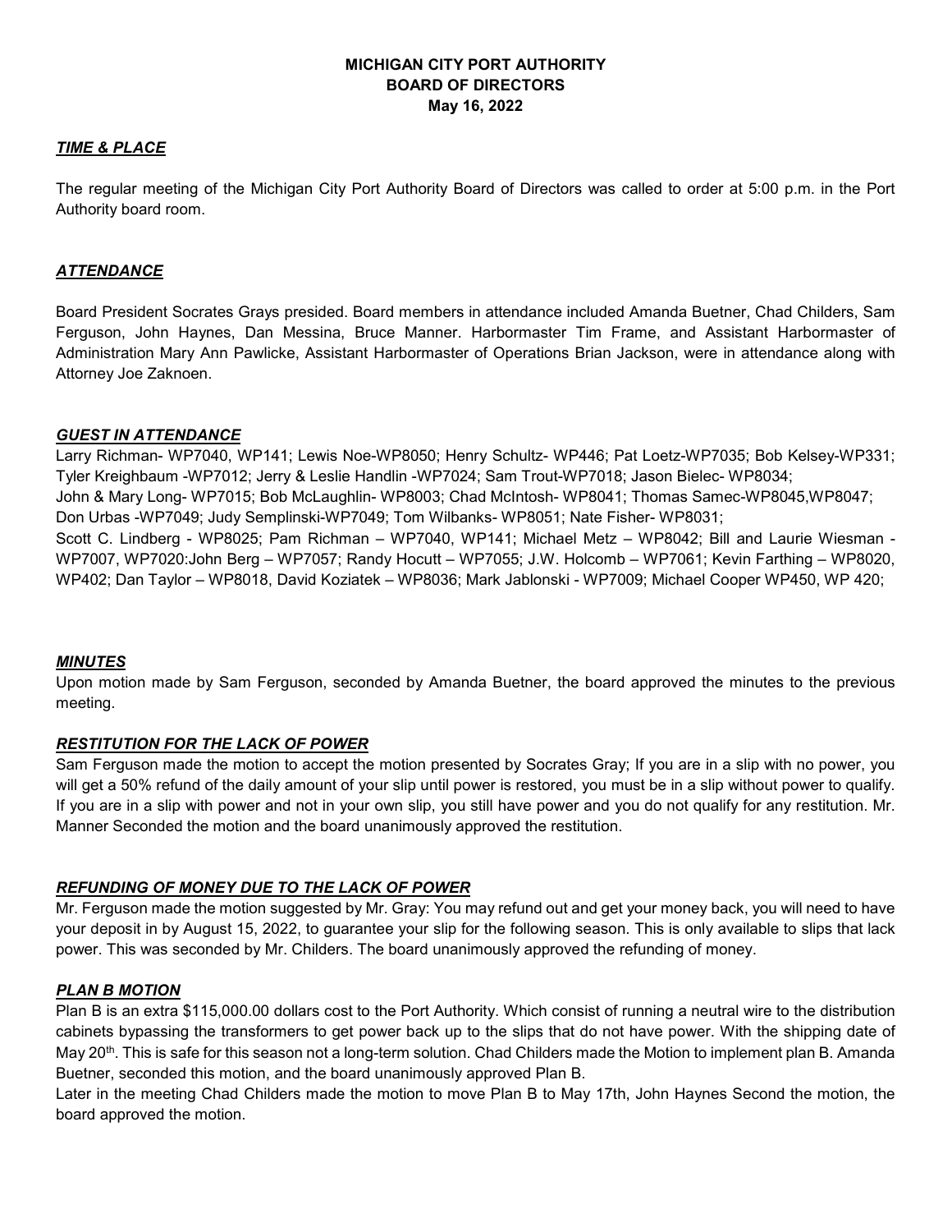**MICHIGAN CITY PORT AUTHORITY**
**BOARD OF DIRECTORS**
**May 16, 2022**

***TIME & PLACE***

The regular meeting of the Michigan City Port Authority Board of Directors was called to order at 5:00 p.m. in the Port Authority board room.

***ATTENDANCE***

Board President Socrates Grays presided. Board members in attendance included Amanda Buetner, Chad Childers, Sam Ferguson, John Haynes, Dan Messina, Bruce Manner. Harbormaster Tim Frame, and Assistant Harbormaster of Administration Mary Ann Pawlicke, Assistant Harbormaster of Operations Brian Jackson, were in attendance along with Attorney Joe Zaknoen.

***GUEST IN ATTENDANCE***

Larry Richman- WP7040, WP141; Lewis Noe-WP8050; Henry Schultz- WP446; Pat Loetz-WP7035; Bob Kelsey-WP331; Tyler Kreighbaum -WP7012; Jerry & Leslie Handlin -WP7024; Sam Trout-WP7018; Jason Bielec- WP8034; John & Mary Long- WP7015; Bob McLaughlin- WP8003; Chad McIntosh- WP8041; Thomas Samec-WP8045,WP8047; Don Urbas -WP7049; Judy Semplinski-WP7049; Tom Wilbanks- WP8051; Nate Fisher- WP8031; Scott C. Lindberg - WP8025; Pam Richman – WP7040, WP141; Michael Metz – WP8042; Bill and Laurie Wiesman - WP7007, WP7020:John Berg – WP7057; Randy Hocutt – WP7055; J.W. Holcomb – WP7061; Kevin Farthing – WP8020, WP402; Dan Taylor – WP8018, David Koziatek – WP8036; Mark Jablonski - WP7009; Michael Cooper WP450, WP 420;

***MINUTES***

Upon motion made by Sam Ferguson, seconded by Amanda Buetner, the board approved the minutes to the previous meeting.

***RESTITUTION FOR THE LACK OF POWER***

Sam Ferguson made the motion to accept the motion presented by Socrates Gray; If you are in a slip with no power, you will get a 50% refund of the daily amount of your slip until power is restored, you must be in a slip without power to qualify. If you are in a slip with power and not in your own slip, you still have power and you do not qualify for any restitution. Mr. Manner Seconded the motion and the board unanimously approved the restitution.

***REFUNDING OF MONEY DUE TO THE LACK OF POWER***

Mr. Ferguson made the motion suggested by Mr. Gray: You may refund out and get your money back, you will need to have your deposit in by August 15, 2022, to guarantee your slip for the following season. This is only available to slips that lack power. This was seconded by Mr. Childers. The board unanimously approved the refunding of money.

***PLAN B MOTION***

Plan B is an extra $115,000.00 dollars cost to the Port Authority. Which consist of running a neutral wire to the distribution cabinets bypassing the transformers to get power back up to the slips that do not have power. With the shipping date of May 20th. This is safe for this season not a long-term solution. Chad Childers made the Motion to implement plan B. Amanda Buetner, seconded this motion, and the board unanimously approved Plan B.

Later in the meeting Chad Childers made the motion to move Plan B to May 17th, John Haynes Second the motion, the board approved the motion.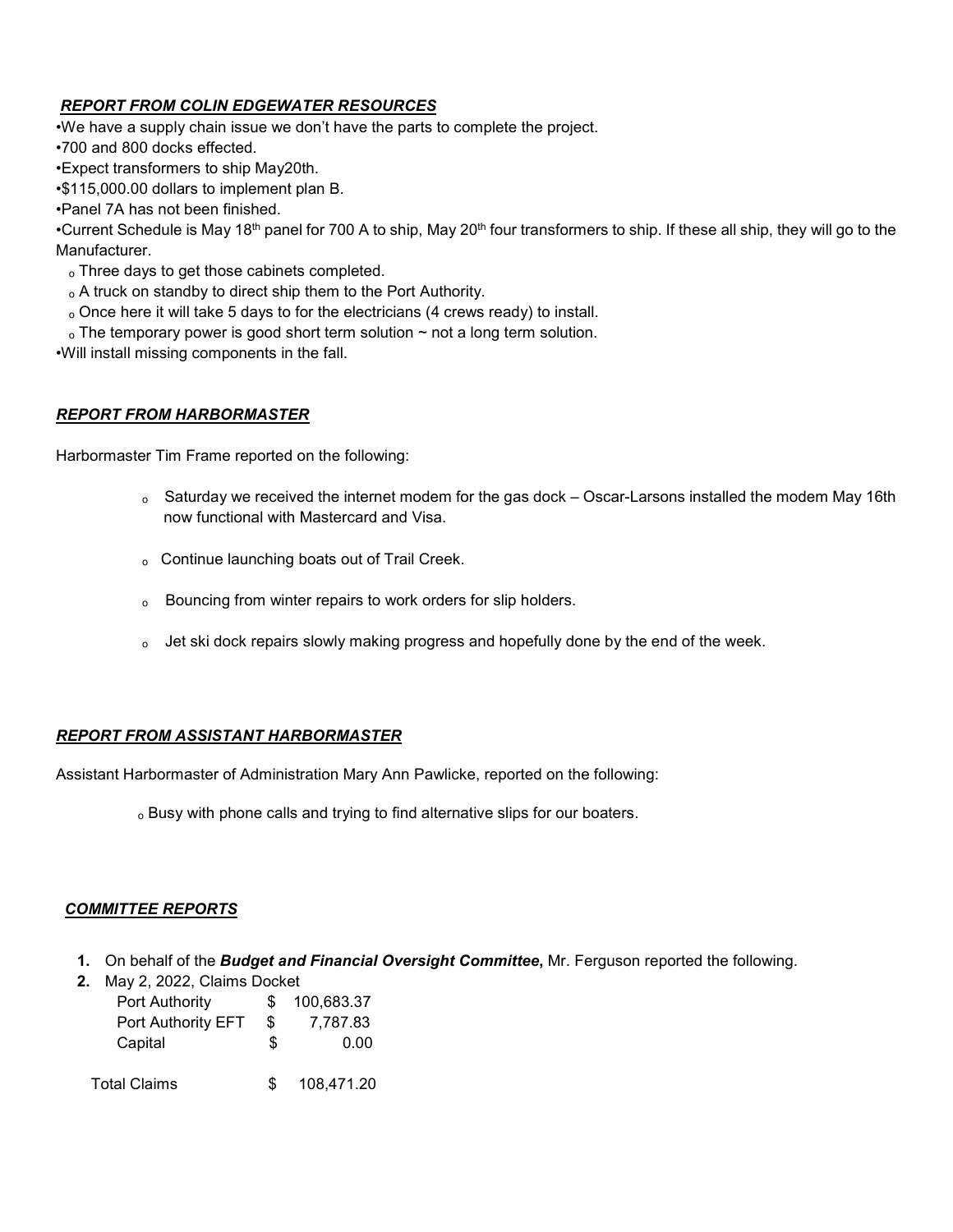***REPORT FROM COLIN EDGEWATER RESOURCES***

•We have a supply chain issue we don't have the parts to complete the project.
•700 and 800 docks effected.
•Expect transformers to ship May20th.
•$115,000.00 dollars to implement plan B.
•Panel 7A has not been finished.
•Current Schedule is May 18th panel for 700 A to ship, May 20th four transformers to ship. If these all ship, they will go to the Manufacturer.

- ₒ Three days to get those cabinets completed.
- ₒ A truck on standby to direct ship them to the Port Authority.
- ₒ Once here it will take 5 days to for the electricians (4 crews ready) to install.
- ₒ The temporary power is good short term solution ~ not a long term solution.

•Will install missing components in the fall.

***REPORT FROM HARBORMASTER***

Harbormaster Tim Frame reported on the following:

- ₒ Saturday we received the internet modem for the gas dock – Oscar-Larsons installed the modem May 16th now functional with Mastercard and Visa.
- ₒ Continue launching boats out of Trail Creek.
- ₒ Bouncing from winter repairs to work orders for slip holders.
- ₒ Jet ski dock repairs slowly making progress and hopefully done by the end of the week.

***REPORT FROM ASSISTANT HARBORMASTER***

Assistant Harbormaster of Administration Mary Ann Pawlicke, reported on the following:

- ₒ Busy with phone calls and trying to find alternative slips for our boaters.

***COMMITTEE REPORTS***

1. On behalf of the ***Budget and Financial Oversight Committee,*** Mr. Ferguson reported the following.
2. May 2, 2022, Claims Docket

| | | |
|---|---|---|
| Port Authority | $ | 100,683.37 |
| Port Authority EFT | $ | 7,787.83 |
| Capital | $ | 0.00 |
| Total Claims | $ | 108,471.20 |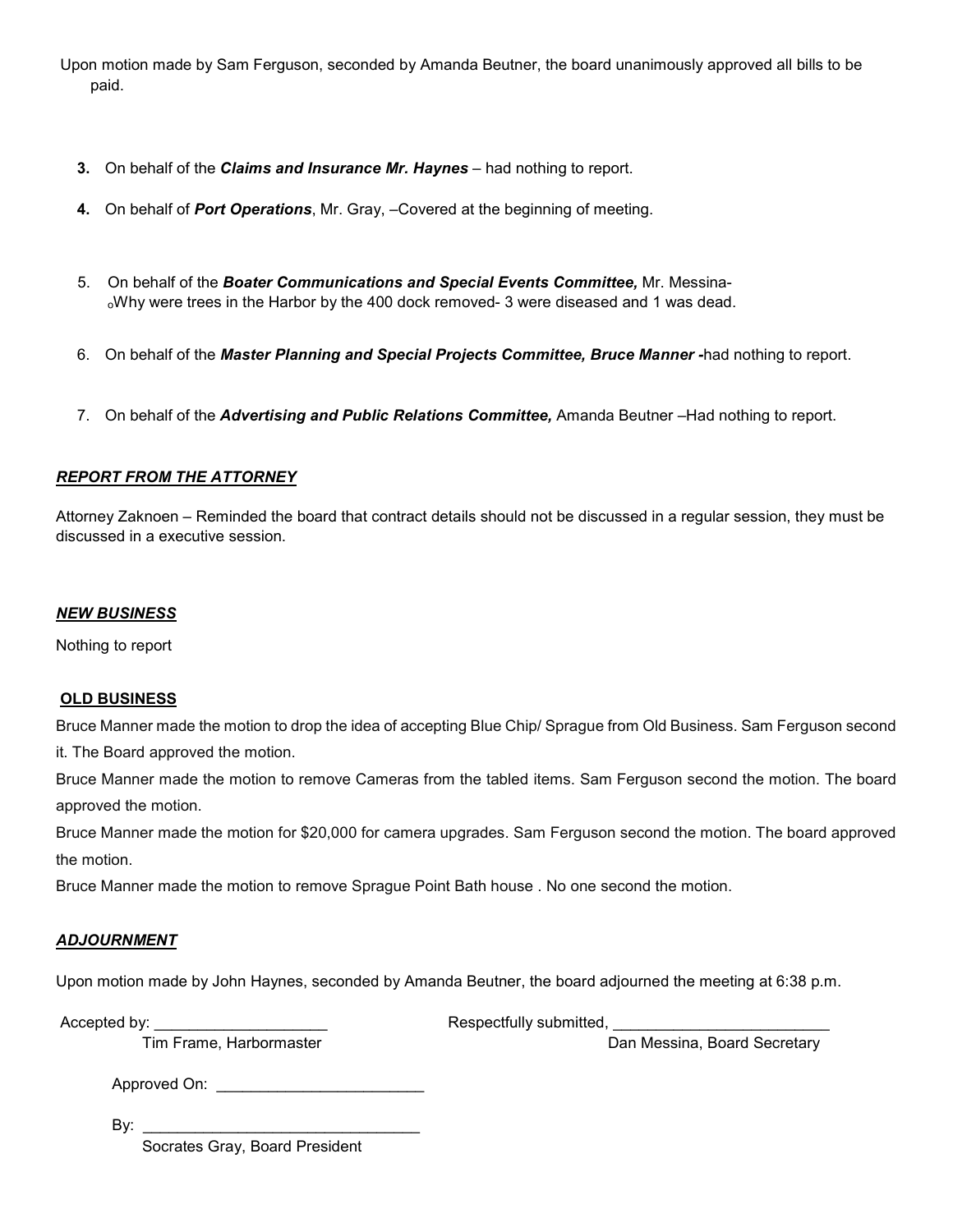Upon motion made by Sam Ferguson, seconded by Amanda Beutner, the board unanimously approved all bills to be paid.

3. On behalf of the ***Claims and Insurance Mr. Haynes*** – had nothing to report.
4. On behalf of ***Port Operations***, Mr. Gray, –Covered at the beginning of meeting.
5. On behalf of the ***Boater Communications and Special Events Committee,*** Mr. Messina-
   - Why were trees in the Harbor by the 400 dock removed- 3 were diseased and 1 was dead.
6. On behalf of the ***Master Planning and Special Projects Committee, Bruce Manner*** **-**had nothing to report.
7. On behalf of the ***Advertising and Public Relations Committee,*** Amanda Beutner –Had nothing to report.

***REPORT FROM THE ATTORNEY***

Attorney Zaknoen – Reminded the board that contract details should not be discussed in a regular session, they must be discussed in a executive session.

***NEW BUSINESS***

Nothing to report

**OLD BUSINESS**

Bruce Manner made the motion to drop the idea of accepting Blue Chip/ Sprague from Old Business. Sam Ferguson second it. The Board approved the motion.

Bruce Manner made the motion to remove Cameras from the tabled items. Sam Ferguson second the motion. The board approved the motion.

Bruce Manner made the motion for $20,000 for camera upgrades. Sam Ferguson second the motion. The board approved the motion.

Bruce Manner made the motion to remove Sprague Point Bath house . No one second the motion.

***ADJOURNMENT***

Upon motion made by John Haynes, seconded by Amanda Beutner, the board adjourned the meeting at 6:38 p.m.

Accepted by: ____________________
Tim Frame, Harbormaster

Respectfully submitted, _________________________
Dan Messina, Board Secretary

Approved On: ________________________

By: ________________________________
Socrates Gray, Board President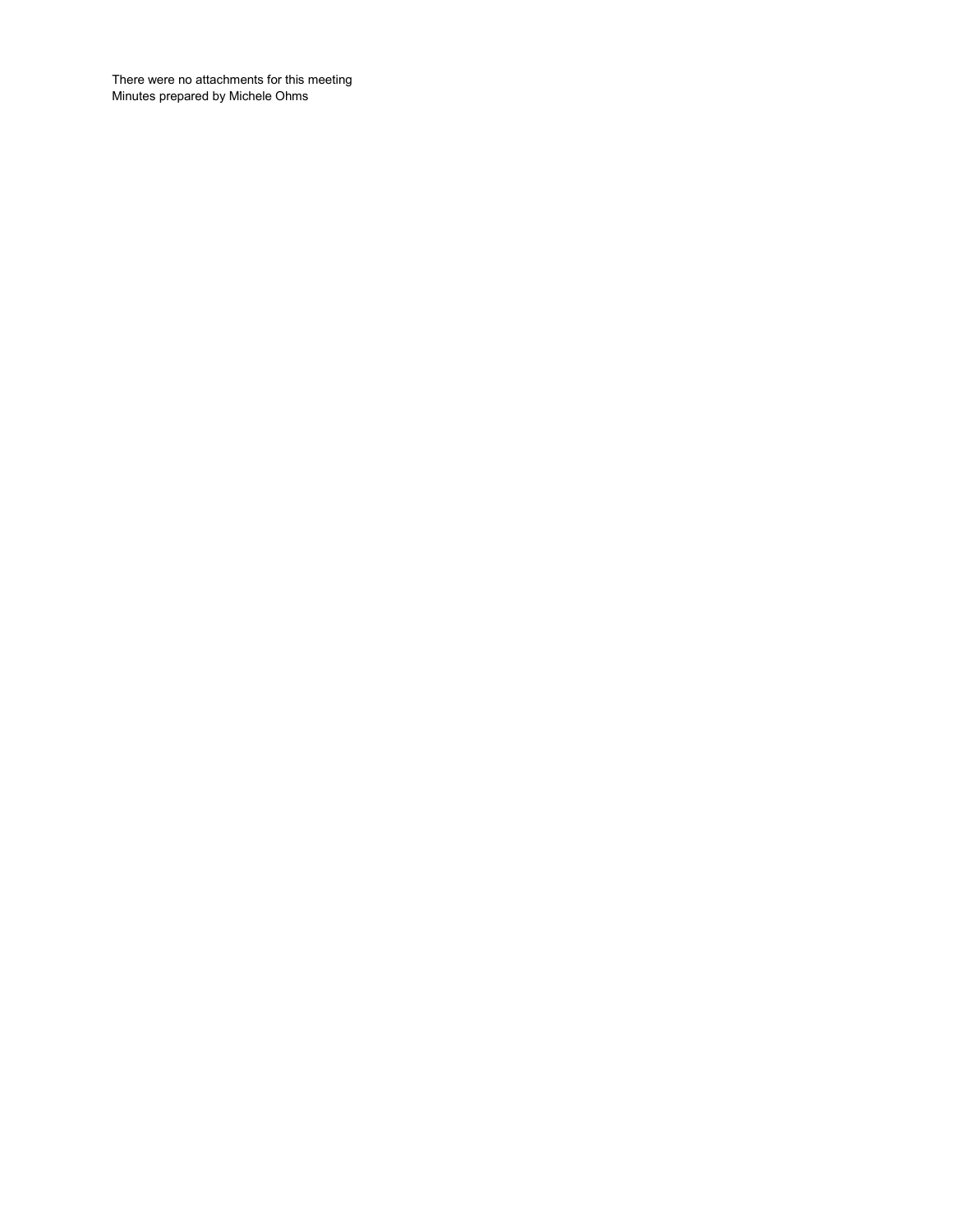There were no attachments for this meeting
Minutes prepared by Michele Ohms